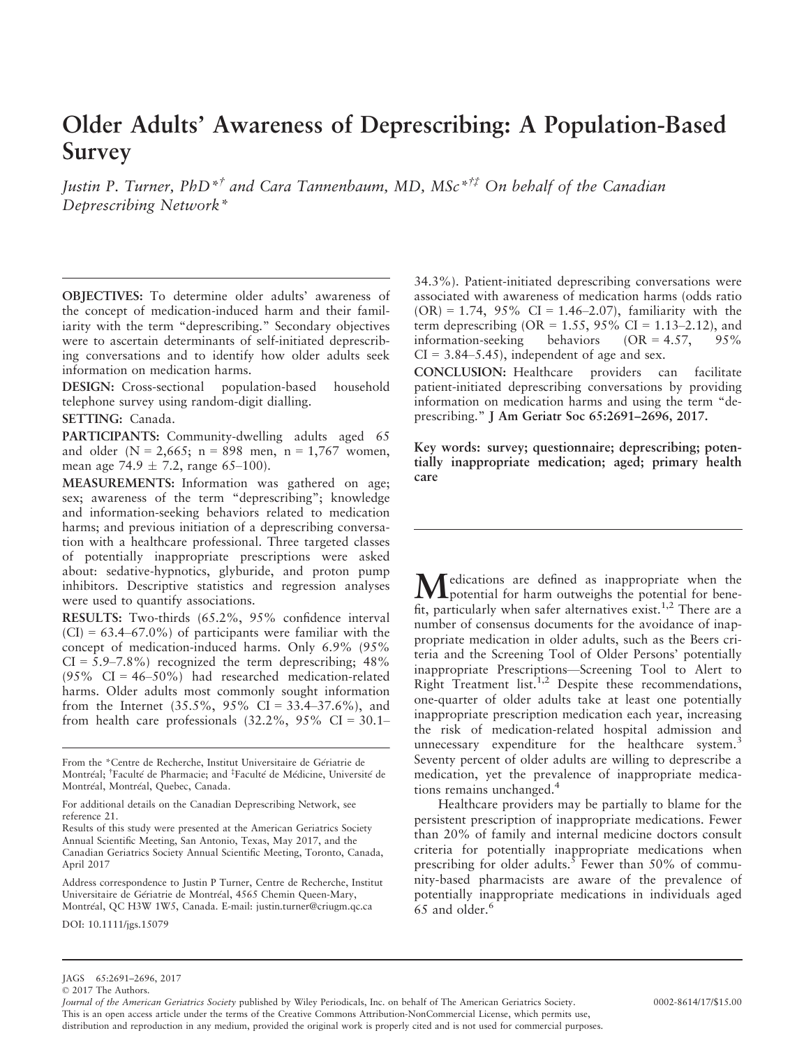# Older Adults' Awareness of Deprescribing: A Population-Based Survey

*Justin P. Turner, PhD*[*†] *and Cara Tannenbaum, MD, MSc*[*†‡] *On behalf of the Canadian Deprescribing Network*[*]

**OBJECTIVES:** To determine older adults' awareness of the concept of medication-induced harm and their familiarity with the term "deprescribing." Secondary objectives were to ascertain determinants of self-initiated deprescribing conversations and to identify how older adults seek information on medication harms.

**DESIGN:** Cross-sectional population-based household telephone survey using random-digit dialling.

**SETTING:** Canada.

**PARTICIPANTS:** Community-dwelling adults aged 65 and older (N = 2,665; n = 898 men, n = 1,767 women, mean age 74.9 ± 7.2, range 65–100).

**MEASUREMENTS:** Information was gathered on age; sex; awareness of the term "deprescribing"; knowledge and information-seeking behaviors related to medication harms; and previous initiation of a deprescribing conversation with a healthcare professional. Three targeted classes of potentially inappropriate prescriptions were asked about: sedative-hypnotics, glyburide, and proton pump inhibitors. Descriptive statistics and regression analyses were used to quantify associations.

**RESULTS:** Two-thirds (65.2%, 95% confidence interval (CI) = 63.4–67.0%) of participants were familiar with the concept of medication-induced harms. Only 6.9% (95% CI = 5.9–7.8%) recognized the term deprescribing; 48% (95% CI = 46–50%) had researched medication-related harms. Older adults most commonly sought information from the Internet (35.5%, 95% CI = 33.4–37.6%), and from health care professionals (32.2%, 95% CI = 30.1–34.3%). Patient-initiated deprescribing conversations were associated with awareness of medication harms (odds ratio (OR) = 1.74, 95% CI = 1.46–2.07), familiarity with the term deprescribing (OR = 1.55, 95% CI = 1.13–2.12), and information-seeking behaviors (OR = 4.57, 95% CI = 3.84–5.45), independent of age and sex.

**CONCLUSION:** Healthcare providers can facilitate patient-initiated deprescribing conversations by providing information on medication harms and using the term "deprescribing." **J Am Geriatr Soc 65:2691–2696, 2017.**

**Key words: survey; questionnaire; deprescribing; potentially inappropriate medication; aged; primary health care**

Medications are defined as inappropriate when the potential for harm outweighs the potential for benefit, particularly when safer alternatives exist.[1,2] There are a number of consensus documents for the avoidance of inappropriate medication in older adults, such as the Beers criteria and the Screening Tool of Older Persons' potentially inappropriate Prescriptions—Screening Tool to Alert to Right Treatment list.[1,2] Despite these recommendations, one-quarter of older adults take at least one potentially inappropriate prescription medication each year, increasing the risk of medication-related hospital admission and unnecessary expenditure for the healthcare system.[3] Seventy percent of older adults are willing to deprescribe a medication, yet the prevalence of inappropriate medications remains unchanged.[4]

Healthcare providers may be partially to blame for the persistent prescription of inappropriate medications. Fewer than 20% of family and internal medicine doctors consult criteria for potentially inappropriate medications when prescribing for older adults.[5] Fewer than 50% of community-based pharmacists are aware of the prevalence of potentially inappropriate medications in individuals aged 65 and older.[6]

From the *Centre de Recherche, Institut Universitaire de Gériatrie de Montréal; †Faculté de Pharmacie; and ‡Faculté de Médicine, Université de Montréal, Montréal, Quebec, Canada.

For additional details on the Canadian Deprescribing Network, see reference 21.

Results of this study were presented at the American Geriatrics Society Annual Scientific Meeting, San Antonio, Texas, May 2017, and the Canadian Geriatrics Society Annual Scientific Meeting, Toronto, Canada, April 2017

Address correspondence to Justin P Turner, Centre de Recherche, Institut Universitaire de Gériatrie de Montréal, 4565 Chemin Queen-Mary, Montréal, QC H3W 1W5, Canada. E-mail: justin.turner@criugm.qc.ca

DOI: 10.1111/jgs.15079

© 2017 The Authors.

*Journal of the American Geriatrics Society* published by Wiley Periodicals, Inc. on behalf of The American Geriatrics Society.
This is an open access article under the terms of the Creative Commons Attribution-NonCommercial License, which permits use, distribution and reproduction in any medium, provided the original work is properly cited and is not used for commercial purposes.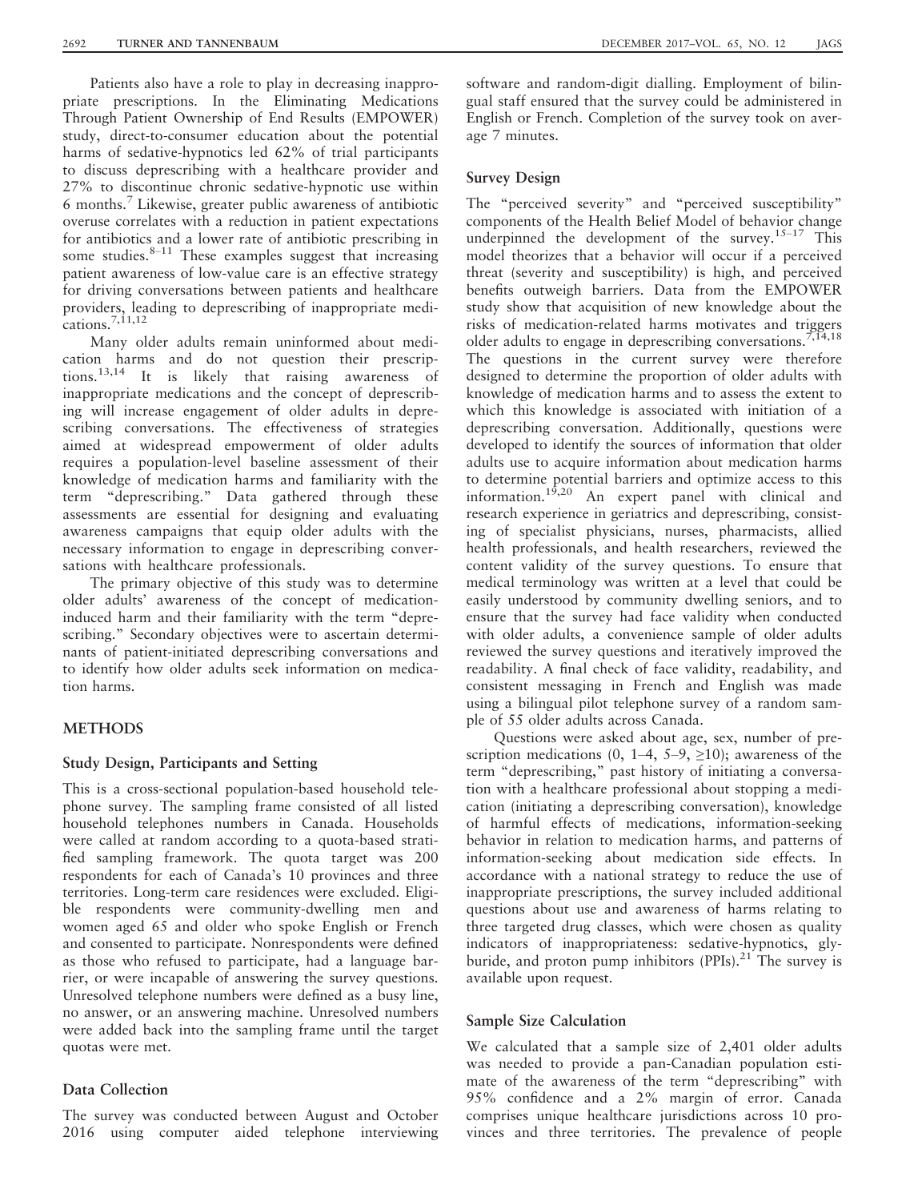Patients also have a role to play in decreasing inappropriate prescriptions. In the Eliminating Medications Through Patient Ownership of End Results (EMPOWER) study, direct-to-consumer education about the potential harms of sedative-hypnotics led 62% of trial participants to discuss deprescribing with a healthcare provider and 27% to discontinue chronic sedative-hypnotic use within 6 months.[7] Likewise, greater public awareness of antibiotic overuse correlates with a reduction in patient expectations for antibiotics and a lower rate of antibiotic prescribing in some studies.[8–11] These examples suggest that increasing patient awareness of low-value care is an effective strategy for driving conversations between patients and healthcare providers, leading to deprescribing of inappropriate medications.[7,11,12]

Many older adults remain uninformed about medication harms and do not question their prescriptions.[13,14] It is likely that raising awareness of inappropriate medications and the concept of deprescribing will increase engagement of older adults in deprescribing conversations. The effectiveness of strategies aimed at widespread empowerment of older adults requires a population-level baseline assessment of their knowledge of medication harms and familiarity with the term "deprescribing." Data gathered through these assessments are essential for designing and evaluating awareness campaigns that equip older adults with the necessary information to engage in deprescribing conversations with healthcare professionals.

The primary objective of this study was to determine older adults' awareness of the concept of medication-induced harm and their familiarity with the term "deprescribing." Secondary objectives were to ascertain determinants of patient-initiated deprescribing conversations and to identify how older adults seek information on medication harms.

## METHODS

### Study Design, Participants and Setting

This is a cross-sectional population-based household telephone survey. The sampling frame consisted of all listed household telephones numbers in Canada. Households were called at random according to a quota-based stratified sampling framework. The quota target was 200 respondents for each of Canada's 10 provinces and three territories. Long-term care residences were excluded. Eligible respondents were community-dwelling men and women aged 65 and older who spoke English or French and consented to participate. Nonrespondents were defined as those who refused to participate, had a language barrier, or were incapable of answering the survey questions. Unresolved telephone numbers were defined as a busy line, no answer, or an answering machine. Unresolved numbers were added back into the sampling frame until the target quotas were met.

### Data Collection

The survey was conducted between August and October 2016 using computer aided telephone interviewing software and random-digit dialling. Employment of bilingual staff ensured that the survey could be administered in English or French. Completion of the survey took on average 7 minutes.

### Survey Design

The "perceived severity" and "perceived susceptibility" components of the Health Belief Model of behavior change underpinned the development of the survey.[15–17] This model theorizes that a behavior will occur if a perceived threat (severity and susceptibility) is high, and perceived benefits outweigh barriers. Data from the EMPOWER study show that acquisition of new knowledge about the risks of medication-related harms motivates and triggers older adults to engage in deprescribing conversations.[7,14,18] The questions in the current survey were therefore designed to determine the proportion of older adults with knowledge of medication harms and to assess the extent to which this knowledge is associated with initiation of a deprescribing conversation. Additionally, questions were developed to identify the sources of information that older adults use to acquire information about medication harms to determine potential barriers and optimize access to this information.[19,20] An expert panel with clinical and research experience in geriatrics and deprescribing, consisting of specialist physicians, nurses, pharmacists, allied health professionals, and health researchers, reviewed the content validity of the survey questions. To ensure that medical terminology was written at a level that could be easily understood by community dwelling seniors, and to ensure that the survey had face validity when conducted with older adults, a convenience sample of older adults reviewed the survey questions and iteratively improved the readability. A final check of face validity, readability, and consistent messaging in French and English was made using a bilingual pilot telephone survey of a random sample of 55 older adults across Canada.

Questions were asked about age, sex, number of prescription medications (0, 1–4, 5–9, ≥10); awareness of the term "deprescribing," past history of initiating a conversation with a healthcare professional about stopping a medication (initiating a deprescribing conversation), knowledge of harmful effects of medications, information-seeking behavior in relation to medication harms, and patterns of information-seeking about medication side effects. In accordance with a national strategy to reduce the use of inappropriate prescriptions, the survey included additional questions about use and awareness of harms relating to three targeted drug classes, which were chosen as quality indicators of inappropriateness: sedative-hypnotics, glyburide, and proton pump inhibitors (PPIs).[21] The survey is available upon request.

### Sample Size Calculation

We calculated that a sample size of 2,401 older adults was needed to provide a pan-Canadian population estimate of the awareness of the term "deprescribing" with 95% confidence and a 2% margin of error. Canada comprises unique healthcare jurisdictions across 10 provinces and three territories. The prevalence of people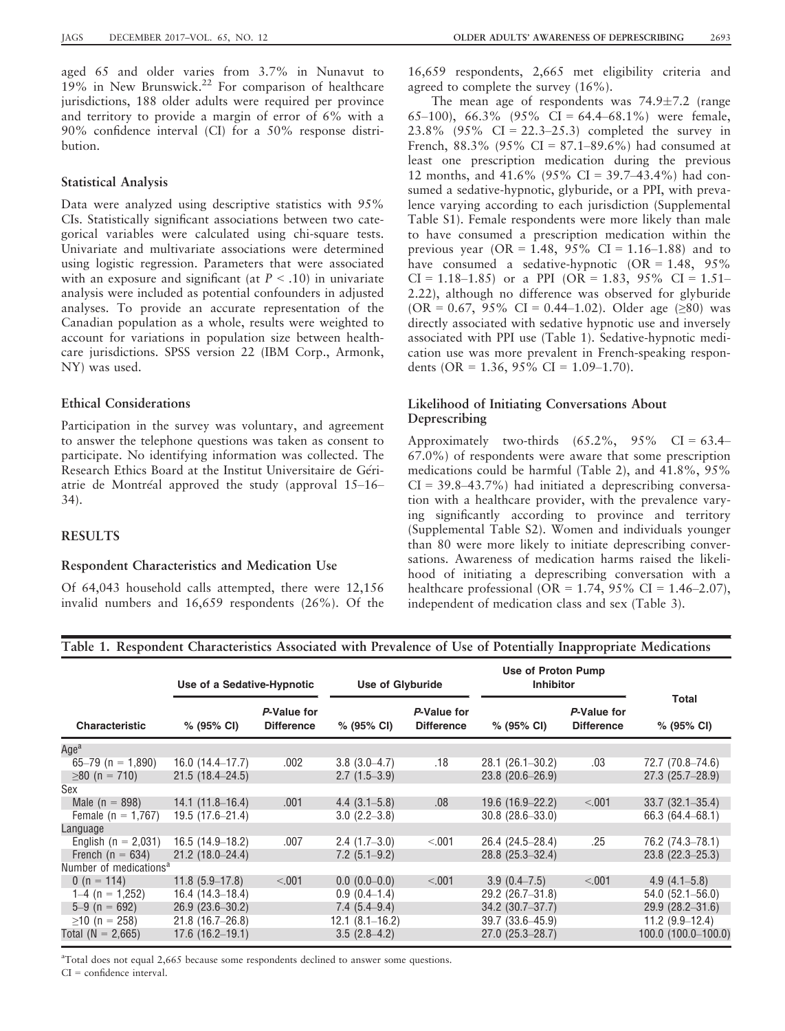aged 65 and older varies from 3.7% in Nunavut to 19% in New Brunswick.[22] For comparison of healthcare jurisdictions, 188 older adults were required per province and territory to provide a margin of error of 6% with a 90% confidence interval (CI) for a 50% response distribution.

### Statistical Analysis

Data were analyzed using descriptive statistics with 95% CIs. Statistically significant associations between two categorical variables were calculated using chi-square tests. Univariate and multivariate associations were determined using logistic regression. Parameters that were associated with an exposure and significant (at $P < .10$) in univariate analysis were included as potential confounders in adjusted analyses. To provide an accurate representation of the Canadian population as a whole, results were weighted to account for variations in population size between healthcare jurisdictions. SPSS version 22 (IBM Corp., Armonk, NY) was used.

### Ethical Considerations

Participation in the survey was voluntary, and agreement to answer the telephone questions was taken as consent to participate. No identifying information was collected. The Research Ethics Board at the Institut Universitaire de Gériatrie de Montréal approved the study (approval 15–16–34).

## RESULTS

### Respondent Characteristics and Medication Use

Of 64,043 household calls attempted, there were 12,156 invalid numbers and 16,659 respondents (26%). Of the 16,659 respondents, 2,665 met eligibility criteria and agreed to complete the survey (16%).

The mean age of respondents was 74.9±7.2 (range 65–100), 66.3% (95% CI = 64.4–68.1%) were female, 23.8% (95% CI = 22.3–25.3) completed the survey in French, 88.3% (95% CI = 87.1–89.6%) had consumed at least one prescription medication during the previous 12 months, and 41.6% (95% CI = 39.7–43.4%) had consumed a sedative-hypnotic, glyburide, or a PPI, with prevalence varying according to each jurisdiction (Supplemental Table S1). Female respondents were more likely than male to have consumed a prescription medication within the previous year (OR = 1.48, 95% CI = 1.16–1.88) and to have consumed a sedative-hypnotic (OR = 1.48, 95% CI = 1.18–1.85) or a PPI (OR = 1.83, 95% CI = 1.51–2.22), although no difference was observed for glyburide (OR = 0.67, 95% CI = 0.44–1.02). Older age (≥80) was directly associated with sedative hypnotic use and inversely associated with PPI use (Table 1). Sedative-hypnotic medication use was more prevalent in French-speaking respondents (OR = 1.36, 95% CI = 1.09–1.70).

### Likelihood of Initiating Conversations About Deprescribing

Approximately two-thirds (65.2%, 95% CI = 63.4–67.0%) of respondents were aware that some prescription medications could be harmful (Table 2), and 41.8%, 95% CI = 39.8–43.7%) had initiated a deprescribing conversation with a healthcare provider, with the prevalence varying significantly according to province and territory (Supplemental Table S2). Women and individuals younger than 80 were more likely to initiate deprescribing conversations. Awareness of medication harms raised the likelihood of initiating a deprescribing conversation with a healthcare professional (OR = 1.74, 95% CI = 1.46–2.07), independent of medication class and sex (Table 3).

**Table 1. Respondent Characteristics Associated with Prevalence of Use of Potentially Inappropriate Medications**

| | Use of a Sedative-Hypnotic | | Use of Glyburide | | Use of Proton Pump Inhibitor | | Total |
|---|---|---|---|---|---|---|---|
| Characteristic | % (95% CI) | *P*-Value for Difference | % (95% CI) | *P*-Value for Difference | % (95% CI) | *P*-Value for Difference | % (95% CI) |
| Age[a] | | | | | | | |
| 65–79 (n = 1,890) | 16.0 (14.4–17.7) | .002 | 3.8 (3.0–4.7) | .18 | 28.1 (26.1–30.2) | .03 | 72.7 (70.8–74.6) |
| ≥80 (n = 710) | 21.5 (18.4–24.5) | | 2.7 (1.5–3.9) | | 23.8 (20.6–26.9) | | 27.3 (25.7–28.9) |
| Sex | | | | | | | |
| Male (n = 898) | 14.1 (11.8–16.4) | .001 | 4.4 (3.1–5.8) | .08 | 19.6 (16.9–22.2) | <.001 | 33.7 (32.1–35.4) |
| Female (n = 1,767) | 19.5 (17.6–21.4) | | 3.0 (2.2–3.8) | | 30.8 (28.6–33.0) | | 66.3 (64.4–68.1) |
| Language | | | | | | | |
| English (n = 2,031) | 16.5 (14.9–18.2) | .007 | 2.4 (1.7–3.0) | <.001 | 26.4 (24.5–28.4) | .25 | 76.2 (74.3–78.1) |
| French (n = 634) | 21.2 (18.0–24.4) | | 7.2 (5.1–9.2) | | 28.8 (25.3–32.4) | | 23.8 (22.3–25.3) |
| Number of medications[a] | | | | | | | |
| 0 (n = 114) | 11.8 (5.9–17.8) | <.001 | 0.0 (0.0–0.0) | <.001 | 3.9 (0.4–7.5) | <.001 | 4.9 (4.1–5.8) |
| 1–4 (n = 1,252) | 16.4 (14.3–18.4) | | 0.9 (0.4–1.4) | | 29.2 (26.7–31.8) | | 54.0 (52.1–56.0) |
| 5–9 (n = 692) | 26.9 (23.6–30.2) | | 7.4 (5.4–9.4) | | 34.2 (30.7–37.7) | | 29.9 (28.2–31.6) |
| ≥10 (n = 258) | 21.8 (16.7–26.8) | | 12.1 (8.1–16.2) | | 39.7 (33.6–45.9) | | 11.2 (9.9–12.4) |
| Total (N = 2,665) | 17.6 (16.2–19.1) | | 3.5 (2.8–4.2) | | 27.0 (25.3–28.7) | | 100.0 (100.0–100.0) |

[a]Total does not equal 2,665 because some respondents declined to answer some questions.
CI = confidence interval.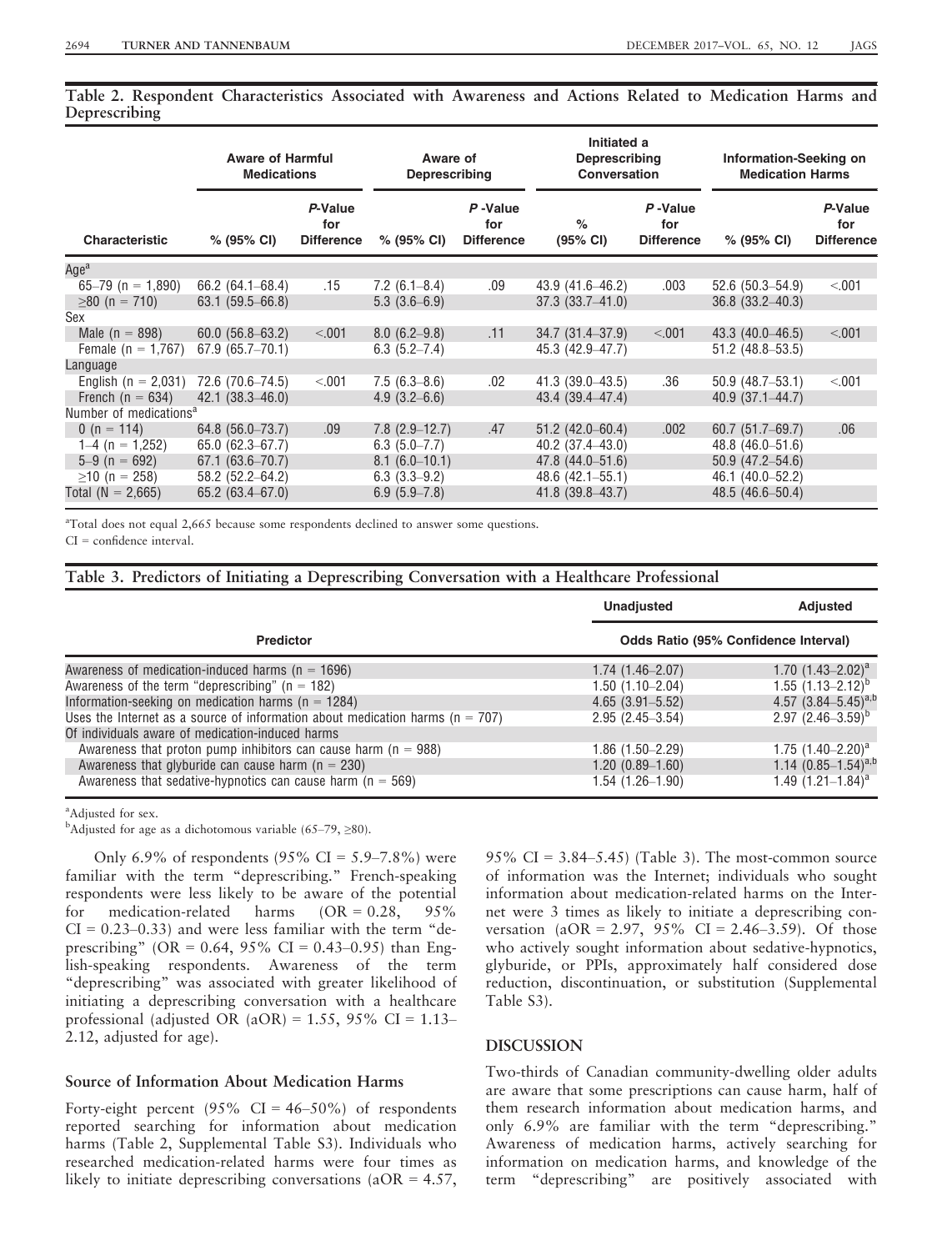**Table 2. Respondent Characteristics Associated with Awareness and Actions Related to Medication Harms and Deprescribing**

| | Aware of Harmful Medications | | Aware of Deprescribing | | Initiated a Deprescribing Conversation | | Information-Seeking on Medication Harms | |
|---|---|---|---|---|---|---|---|---|
| Characteristic | % (95% CI) | P-Value for Difference | % (95% CI) | P -Value for Difference | % (95% CI) | P -Value for Difference | % (95% CI) | P-Value for Difference |
| Age[a] | | | | | | | | |
| 65–79 (n = 1,890) | 66.2 (64.1–68.4) | .15 | 7.2 (6.1–8.4) | .09 | 43.9 (41.6–46.2) | .003 | 52.6 (50.3–54.9) | <.001 |
| ≥80 (n = 710) | 63.1 (59.5–66.8) | | 5.3 (3.6–6.9) | | 37.3 (33.7–41.0) | | 36.8 (33.2–40.3) | |
| Sex | | | | | | | | |
| Male (n = 898) | 60.0 (56.8–63.2) | <.001 | 8.0 (6.2–9.8) | .11 | 34.7 (31.4–37.9) | <.001 | 43.3 (40.0–46.5) | <.001 |
| Female (n = 1,767) | 67.9 (65.7–70.1) | | 6.3 (5.2–7.4) | | 45.3 (42.9–47.7) | | 51.2 (48.8–53.5) | |
| Language | | | | | | | | |
| English (n = 2,031) | 72.6 (70.6–74.5) | <.001 | 7.5 (6.3–8.6) | .02 | 41.3 (39.0–43.5) | .36 | 50.9 (48.7–53.1) | <.001 |
| French (n = 634) | 42.1 (38.3–46.0) | | 4.9 (3.2–6.6) | | 43.4 (39.4–47.4) | | 40.9 (37.1–44.7) | |
| Number of medications[a] | | | | | | | | |
| 0 (n = 114) | 64.8 (56.0–73.7) | .09 | 7.8 (2.9–12.7) | .47 | 51.2 (42.0–60.4) | .002 | 60.7 (51.7–69.7) | .06 |
| 1–4 (n = 1,252) | 65.0 (62.3–67.7) | | 6.3 (5.0–7.7) | | 40.2 (37.4–43.0) | | 48.8 (46.0–51.6) | |
| 5–9 (n = 692) | 67.1 (63.6–70.7) | | 8.1 (6.0–10.1) | | 47.8 (44.0–51.6) | | 50.9 (47.2–54.6) | |
| ≥10 (n = 258) | 58.2 (52.2–64.2) | | 6.3 (3.3–9.2) | | 48.6 (42.1–55.1) | | 46.1 (40.0–52.2) | |
| Total (N = 2,665) | 65.2 (63.4–67.0) | | 6.9 (5.9–7.8) | | 41.8 (39.8–43.7) | | 48.5 (46.6–50.4) | |

[a]Total does not equal 2,665 because some respondents declined to answer some questions.

CI = confidence interval.

**Table 3. Predictors of Initiating a Deprescribing Conversation with a Healthcare Professional**

| Predictor | Unadjusted | Adjusted |
|---|---|---|
| | Odds Ratio (95% Confidence Interval) | |
| Awareness of medication-induced harms (n = 1696) | 1.74 (1.46–2.07) | 1.70 (1.43–2.02)[a] |
| Awareness of the term "deprescribing" (n = 182) | 1.50 (1.10–2.04) | 1.55 (1.13–2.12)[b] |
| Information-seeking on medication harms (n = 1284) | 4.65 (3.91–5.52) | 4.57 (3.84–5.45)[a,b] |
| Uses the Internet as a source of information about medication harms (n = 707) | 2.95 (2.45–3.54) | 2.97 (2.46–3.59)[b] |
| Of individuals aware of medication-induced harms | | |
| Awareness that proton pump inhibitors can cause harm (n = 988) | 1.86 (1.50–2.29) | 1.75 (1.40–2.20)[a] |
| Awareness that glyburide can cause harm (n = 230) | 1.20 (0.89–1.60) | 1.14 (0.85–1.54)[a,b] |
| Awareness that sedative-hypnotics can cause harm (n = 569) | 1.54 (1.26–1.90) | 1.49 (1.21–1.84)[a] |

[a]Adjusted for sex.

[b]Adjusted for age as a dichotomous variable (65–79, ≥80).

Only 6.9% of respondents (95% CI = 5.9–7.8%) were familiar with the term "deprescribing." French-speaking respondents were less likely to be aware of the potential for medication-related harms (OR = 0.28, 95% CI = 0.23–0.33) and were less familiar with the term "deprescribing" (OR = 0.64, 95% CI = 0.43–0.95) than English-speaking respondents. Awareness of the term "deprescribing" was associated with greater likelihood of initiating a deprescribing conversation with a healthcare professional (adjusted OR (aOR) = 1.55, 95% CI = 1.13–2.12, adjusted for age).

### Source of Information About Medication Harms

Forty-eight percent (95% CI = 46–50%) of respondents reported searching for information about medication harms (Table 2, Supplemental Table S3). Individuals who researched medication-related harms were four times as likely to initiate deprescribing conversations (aOR = 4.57, 95% CI = 3.84–5.45) (Table 3). The most-common source of information was the Internet; individuals who sought information about medication-related harms on the Internet were 3 times as likely to initiate a deprescribing conversation (aOR = 2.97, 95% CI = 2.46–3.59). Of those who actively sought information about sedative-hypnotics, glyburide, or PPIs, approximately half considered dose reduction, discontinuation, or substitution (Supplemental Table S3).

## DISCUSSION

Two-thirds of Canadian community-dwelling older adults are aware that some prescriptions can cause harm, half of them research information about medication harms, and only 6.9% are familiar with the term "deprescribing." Awareness of medication harms, actively searching for information on medication harms, and knowledge of the term "deprescribing" are positively associated with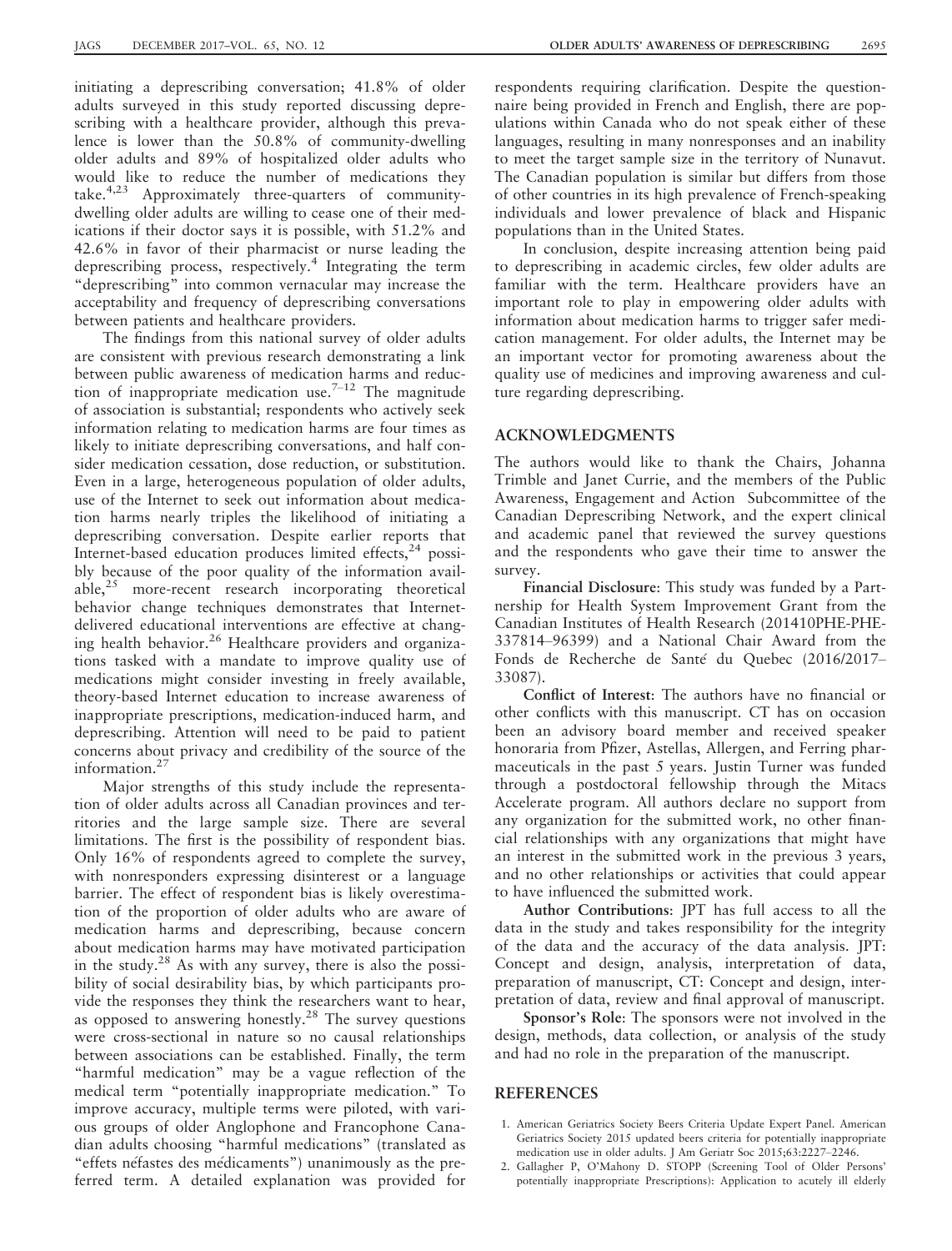initiating a deprescribing conversation; 41.8% of older adults surveyed in this study reported discussing deprescribing with a healthcare provider, although this prevalence is lower than the 50.8% of community-dwelling older adults and 89% of hospitalized older adults who would like to reduce the number of medications they take.[4,23] Approximately three-quarters of community-dwelling older adults are willing to cease one of their medications if their doctor says it is possible, with 51.2% and 42.6% in favor of their pharmacist or nurse leading the deprescribing process, respectively.[4] Integrating the term "deprescribing" into common vernacular may increase the acceptability and frequency of deprescribing conversations between patients and healthcare providers.

The findings from this national survey of older adults are consistent with previous research demonstrating a link between public awareness of medication harms and reduction of inappropriate medication use.[7–12] The magnitude of association is substantial; respondents who actively seek information relating to medication harms are four times as likely to initiate deprescribing conversations, and half consider medication cessation, dose reduction, or substitution. Even in a large, heterogeneous population of older adults, use of the Internet to seek out information about medication harms nearly triples the likelihood of initiating a deprescribing conversation. Despite earlier reports that Internet-based education produces limited effects,[24] possibly because of the poor quality of the information available,[25] more-recent research incorporating theoretical behavior change techniques demonstrates that Internet-delivered educational interventions are effective at changing health behavior.[26] Healthcare providers and organizations tasked with a mandate to improve quality use of medications might consider investing in freely available, theory-based Internet education to increase awareness of inappropriate prescriptions, medication-induced harm, and deprescribing. Attention will need to be paid to patient concerns about privacy and credibility of the source of the information.[27]

Major strengths of this study include the representation of older adults across all Canadian provinces and territories and the large sample size. There are several limitations. The first is the possibility of respondent bias. Only 16% of respondents agreed to complete the survey, with nonresponders expressing disinterest or a language barrier. The effect of respondent bias is likely overestimation of the proportion of older adults who are aware of medication harms and deprescribing, because concern about medication harms may have motivated participation in the study.[28] As with any survey, there is also the possibility of social desirability bias, by which participants provide the responses they think the researchers want to hear, as opposed to answering honestly.[28] The survey questions were cross-sectional in nature so no causal relationships between associations can be established. Finally, the term "harmful medication" may be a vague reflection of the medical term "potentially inappropriate medication." To improve accuracy, multiple terms were piloted, with various groups of older Anglophone and Francophone Canadian adults choosing "harmful medications" (translated as "effets néfastes des médicaments") unanimously as the preferred term. A detailed explanation was provided for respondents requiring clarification. Despite the questionnaire being provided in French and English, there are populations within Canada who do not speak either of these languages, resulting in many nonresponses and an inability to meet the target sample size in the territory of Nunavut. The Canadian population is similar but differs from those of other countries in its high prevalence of French-speaking individuals and lower prevalence of black and Hispanic populations than in the United States.

In conclusion, despite increasing attention being paid to deprescribing in academic circles, few older adults are familiar with the term. Healthcare providers have an important role to play in empowering older adults with information about medication harms to trigger safer medication management. For older adults, the Internet may be an important vector for promoting awareness about the quality use of medicines and improving awareness and culture regarding deprescribing.

## ACKNOWLEDGMENTS

The authors would like to thank the Chairs, Johanna Trimble and Janet Currie, and the members of the Public Awareness, Engagement and Action Subcommittee of the Canadian Deprescribing Network, and the expert clinical and academic panel that reviewed the survey questions and the respondents who gave their time to answer the survey.

**Financial Disclosure**: This study was funded by a Partnership for Health System Improvement Grant from the Canadian Institutes of Health Research (201410PHE-PHE-337814–96399) and a National Chair Award from the Fonds de Recherche de Santé du Quebec (2016/2017–33087).

**Conflict of Interest**: The authors have no financial or other conflicts with this manuscript. CT has on occasion been an advisory board member and received speaker honoraria from Pfizer, Astellas, Allergen, and Ferring pharmaceuticals in the past 5 years. Justin Turner was funded through a postdoctoral fellowship through the Mitacs Accelerate program. All authors declare no support from any organization for the submitted work, no other financial relationships with any organizations that might have an interest in the submitted work in the previous 3 years, and no other relationships or activities that could appear to have influenced the submitted work.

**Author Contributions**: JPT has full access to all the data in the study and takes responsibility for the integrity of the data and the accuracy of the data analysis. JPT: Concept and design, analysis, interpretation of data, preparation of manuscript, CT: Concept and design, interpretation of data, review and final approval of manuscript.

**Sponsor's Role**: The sponsors were not involved in the design, methods, data collection, or analysis of the study and had no role in the preparation of the manuscript.

## REFERENCES

1. American Geriatrics Society Beers Criteria Update Expert Panel. American Geriatrics Society 2015 updated beers criteria for potentially inappropriate medication use in older adults. J Am Geriatr Soc 2015;63:2227–2246.
2. Gallagher P, O'Mahony D. STOPP (Screening Tool of Older Persons' potentially inappropriate Prescriptions): Application to acutely ill elderly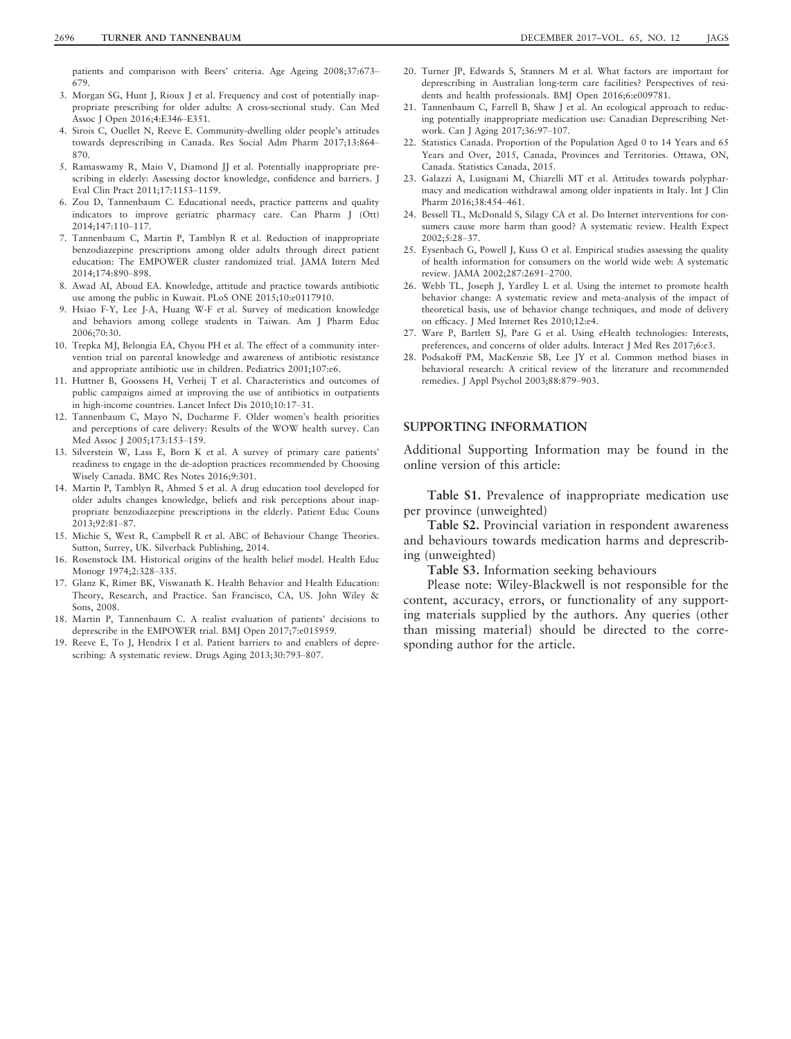patients and comparison with Beers' criteria. Age Ageing 2008;37:673–679.

3. Morgan SG, Hunt J, Rioux J et al. Frequency and cost of potentially inappropriate prescribing for older adults: A cross-sectional study. Can Med Assoc J Open 2016;4:E346–E351.
4. Sirois C, Ouellet N, Reeve E. Community-dwelling older people's attitudes towards deprescribing in Canada. Res Social Adm Pharm 2017;13:864–870.
5. Ramaswamy R, Maio V, Diamond JJ et al. Potentially inappropriate prescribing in elderly: Assessing doctor knowledge, confidence and barriers. J Eval Clin Pract 2011;17:1153–1159.
6. Zou D, Tannenbaum C. Educational needs, practice patterns and quality indicators to improve geriatric pharmacy care. Can Pharm J (Ott) 2014;147:110–117.
7. Tannenbaum C, Martin P, Tamblyn R et al. Reduction of inappropriate benzodiazepine prescriptions among older adults through direct patient education: The EMPOWER cluster randomized trial. JAMA Intern Med 2014;174:890–898.
8. Awad AI, Aboud EA. Knowledge, attitude and practice towards antibiotic use among the public in Kuwait. PLoS ONE 2015;10:e0117910.
9. Hsiao F-Y, Lee J-A, Huang W-F et al. Survey of medication knowledge and behaviors among college students in Taiwan. Am J Pharm Educ 2006;70:30.
10. Trepka MJ, Belongia EA, Chyou PH et al. The effect of a community intervention trial on parental knowledge and awareness of antibiotic resistance and appropriate antibiotic use in children. Pediatrics 2001;107:e6.
11. Huttner B, Goossens H, Verheij T et al. Characteristics and outcomes of public campaigns aimed at improving the use of antibiotics in outpatients in high-income countries. Lancet Infect Dis 2010;10:17–31.
12. Tannenbaum C, Mayo N, Ducharme F. Older women's health priorities and perceptions of care delivery: Results of the WOW health survey. Can Med Assoc J 2005;173:153–159.
13. Silverstein W, Lass E, Born K et al. A survey of primary care patients' readiness to engage in the de-adoption practices recommended by Choosing Wisely Canada. BMC Res Notes 2016;9:301.
14. Martin P, Tamblyn R, Ahmed S et al. A drug education tool developed for older adults changes knowledge, beliefs and risk perceptions about inappropriate benzodiazepine prescriptions in the elderly. Patient Educ Couns 2013;92:81–87.
15. Michie S, West R, Campbell R et al. ABC of Behaviour Change Theories. Sutton, Surrey, UK. Silverback Publishing, 2014.
16. Rosenstock IM. Historical origins of the health belief model. Health Educ Monogr 1974;2:328–335.
17. Glanz K, Rimer BK, Viswanath K. Health Behavior and Health Education: Theory, Research, and Practice. San Francisco, CA, US. John Wiley & Sons, 2008.
18. Martin P, Tannenbaum C. A realist evaluation of patients' decisions to deprescribe in the EMPOWER trial. BMJ Open 2017;7:e015959.
19. Reeve E, To J, Hendrix I et al. Patient barriers to and enablers of deprescribing: A systematic review. Drugs Aging 2013;30:793–807.
20. Turner JP, Edwards S, Stanners M et al. What factors are important for deprescribing in Australian long-term care facilities? Perspectives of residents and health professionals. BMJ Open 2016;6:e009781.
21. Tannenbaum C, Farrell B, Shaw J et al. An ecological approach to reducing potentially inappropriate medication use: Canadian Deprescribing Network. Can J Aging 2017;36:97–107.
22. Statistics Canada. Proportion of the Population Aged 0 to 14 Years and 65 Years and Over, 2015, Canada, Provinces and Territories. Ottawa, ON, Canada. Statistics Canada, 2015.
23. Galazzi A, Lusignani M, Chiarelli MT et al. Attitudes towards polypharmacy and medication withdrawal among older inpatients in Italy. Int J Clin Pharm 2016;38:454–461.
24. Bessell TL, McDonald S, Silagy CA et al. Do Internet interventions for consumers cause more harm than good? A systematic review. Health Expect 2002;5:28–37.
25. Eysenbach G, Powell J, Kuss O et al. Empirical studies assessing the quality of health information for consumers on the world wide web: A systematic review. JAMA 2002;287:2691–2700.
26. Webb TL, Joseph J, Yardley L et al. Using the internet to promote health behavior change: A systematic review and meta-analysis of the impact of theoretical basis, use of behavior change techniques, and mode of delivery on efficacy. J Med Internet Res 2010;12:e4.
27. Ware P, Bartlett SJ, Pare G et al. Using eHealth technologies: Interests, preferences, and concerns of older adults. Interact J Med Res 2017;6:e3.
28. Podsakoff PM, MacKenzie SB, Lee JY et al. Common method biases in behavioral research: A critical review of the literature and recommended remedies. J Appl Psychol 2003;88:879–903.

## SUPPORTING INFORMATION

Additional Supporting Information may be found in the online version of this article:

**Table S1.** Prevalence of inappropriate medication use per province (unweighted)

**Table S2.** Provincial variation in respondent awareness and behaviours towards medication harms and deprescribing (unweighted)

**Table S3.** Information seeking behaviours

Please note: Wiley-Blackwell is not responsible for the content, accuracy, errors, or functionality of any supporting materials supplied by the authors. Any queries (other than missing material) should be directed to the corresponding author for the article.